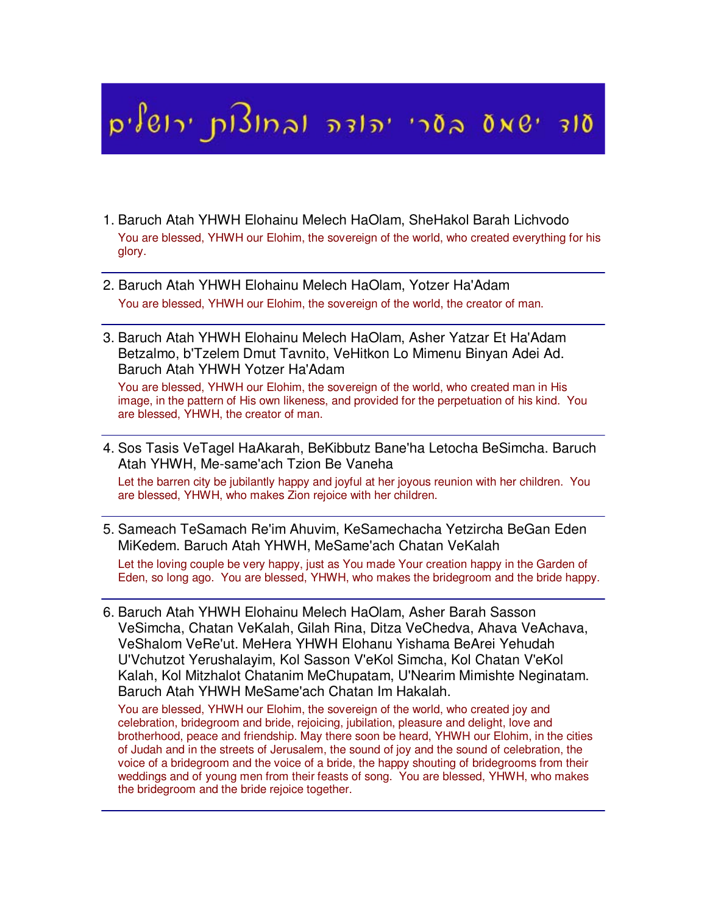# סוד ישמע בערי יהודה ובחוצות ירושלים

1. Baruch Atah YHWH Elohainu Melech HaOlam, SheHakol Barah Lichvodo
   You are blessed, YHWH our Elohim, the sovereign of the world, who created everything for his glory.

---

2. Baruch Atah YHWH Elohainu Melech HaOlam, Yotzer Ha'Adam
   You are blessed, YHWH our Elohim, the sovereign of the world, the creator of man.

---

3. Baruch Atah YHWH Elohainu Melech HaOlam, Asher Yatzar Et Ha'Adam Betzalmo, b'Tzelem Dmut Tavnito, VeHitkon Lo Mimenu Binyan Adei Ad. Baruch Atah YHWH Yotzer Ha'Adam
   You are blessed, YHWH our Elohim, the sovereign of the world, who created man in His image, in the pattern of His own likeness, and provided for the perpetuation of his kind. You are blessed, YHWH, the creator of man.

---

4. Sos Tasis VeTagel HaAkarah, BeKibbutz Bane'ha Letocha BeSimcha. Baruch Atah YHWH, Me-same'ach Tzion Be Vaneha
   Let the barren city be jubilantly happy and joyful at her joyous reunion with her children. You are blessed, YHWH, who makes Zion rejoice with her children.

---

5. Sameach TeSamach Re'im Ahuvim, KeSamechacha Yetzircha BeGan Eden MiKedem. Baruch Atah YHWH, MeSame'ach Chatan VeKalah
   Let the loving couple be very happy, just as You made Your creation happy in the Garden of Eden, so long ago. You are blessed, YHWH, who makes the bridegroom and the bride happy.

---

6. Baruch Atah YHWH Elohainu Melech HaOlam, Asher Barah Sasson VeSimcha, Chatan VeKalah, Gilah Rina, Ditza VeChedva, Ahava VeAchava, VeShalom VeRe'ut. MeHera YHWH Elohanu Yishama BeArei Yehudah U'Vchutzot Yerushalayim, Kol Sasson V'eKol Simcha, Kol Chatan V'eKol Kalah, Kol Mitzhalot Chatanim MeChupatam, U'Nearim Mimishte Neginatam. Baruch Atah YHWH MeSame'ach Chatan Im Hakalah.
   You are blessed, YHWH our Elohim, the sovereign of the world, who created joy and celebration, bridegroom and bride, rejoicing, jubilation, pleasure and delight, love and brotherhood, peace and friendship. May there soon be heard, YHWH our Elohim, in the cities of Judah and in the streets of Jerusalem, the sound of joy and the sound of celebration, the voice of a bridegroom and the voice of a bride, the happy shouting of bridegrooms from their weddings and of young men from their feasts of song. You are blessed, YHWH, who makes the bridegroom and the bride rejoice together.

---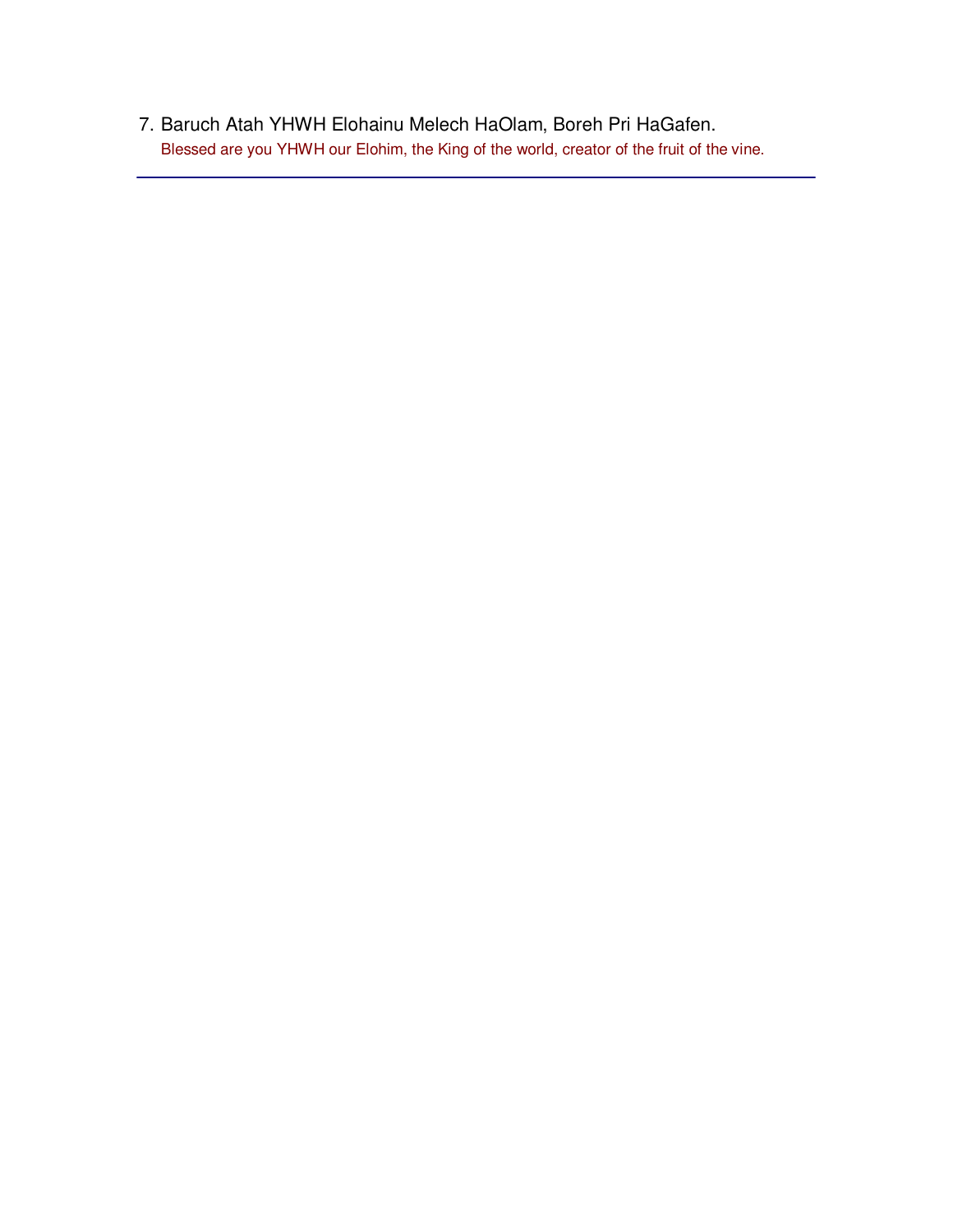7. Baruch Atah YHWH Elohainu Melech HaOlam, Boreh Pri HaGafen.
   Blessed are you YHWH our Elohim, the King of the world, creator of the fruit of the vine.

---